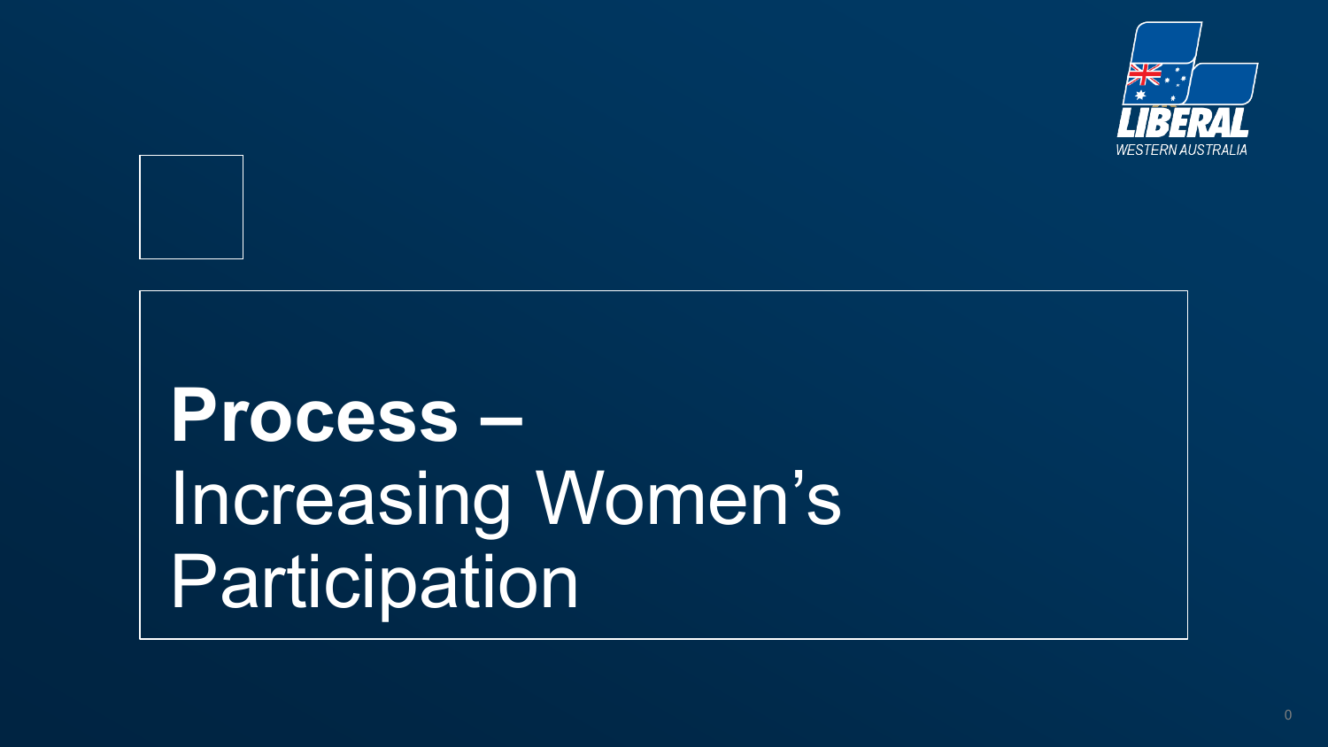# **Process –** Increasing Women's Participation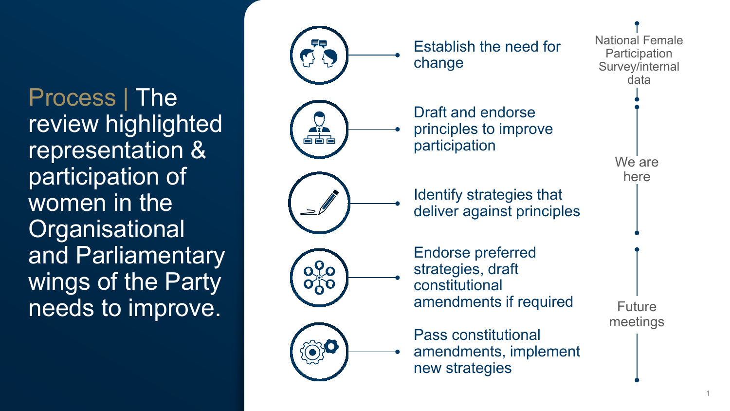# Process | The review highlighted representation & participation of women in the Organisational and Parliamentary wings of the Party needs to improve.

- Establish the need for change — *National Female Participation Survey/internal data*
- Draft and endorse principles to improve participation — *We are here*
- Identify strategies that deliver against principles — *We are here*
- Endorse preferred strategies, draft constitutional amendments if required — *Future meetings*
- Pass constitutional amendments, implement new strategies — *Future meetings*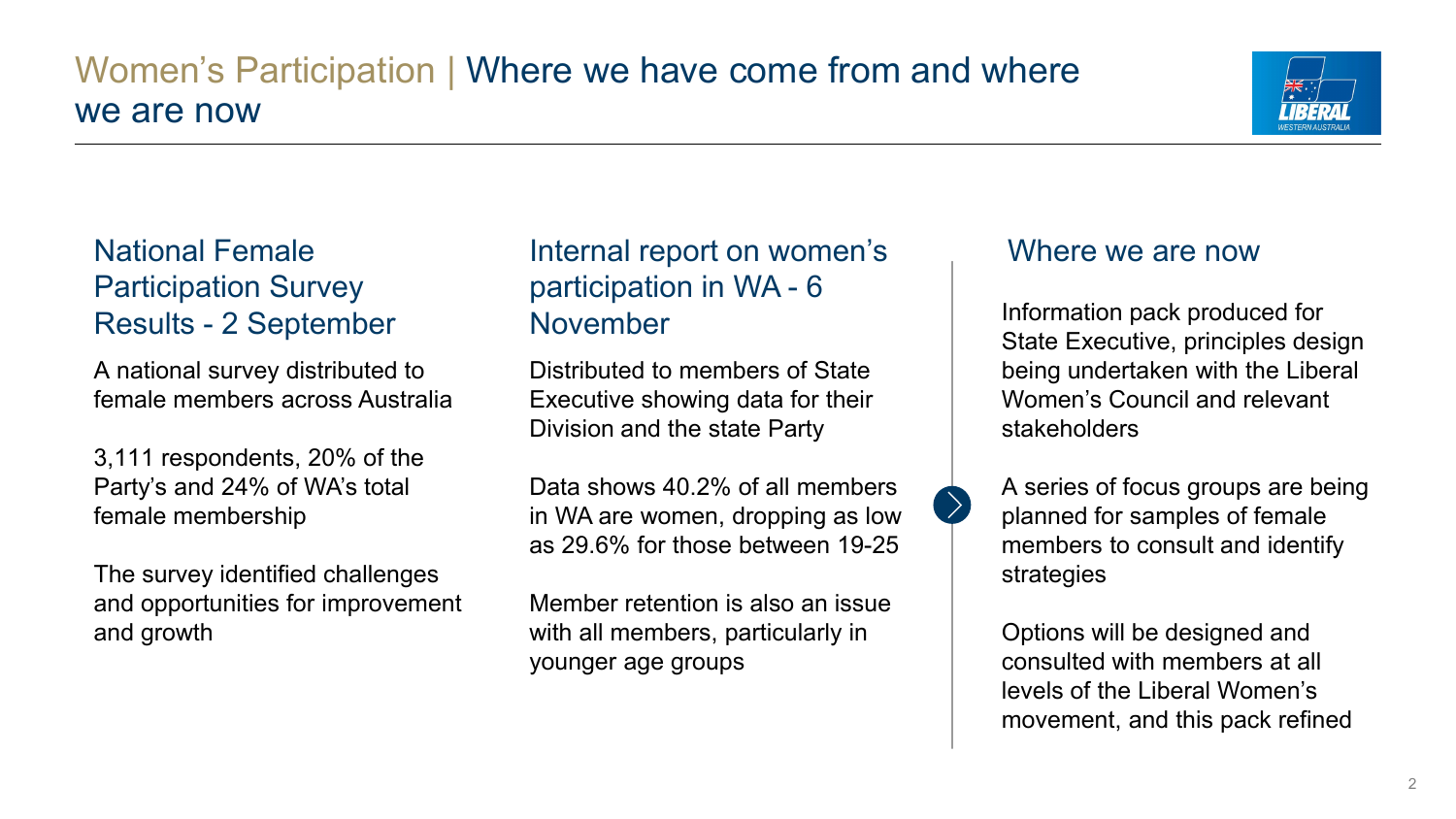# Women's Participation | Where we have come from and where we are now

## National Female Participation Survey Results - 2 September

A national survey distributed to female members across Australia

3,111 respondents, 20% of the Party's and 24% of WA's total female membership

The survey identified challenges and opportunities for improvement and growth

## Internal report on women's participation in WA - 6 November

Distributed to members of State Executive showing data for their Division and the state Party

Data shows 40.2% of all members in WA are women, dropping as low as 29.6% for those between 19-25

Member retention is also an issue with all members, particularly in younger age groups

## Where we are now

Information pack produced for State Executive, principles design being undertaken with the Liberal Women's Council and relevant stakeholders

A series of focus groups are being planned for samples of female members to consult and identify strategies

Options will be designed and consulted with members at all levels of the Liberal Women's movement, and this pack refined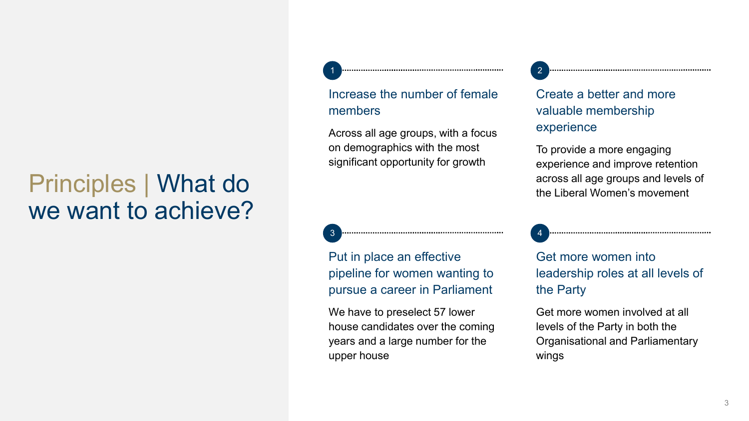# Principles | What do we want to achieve?

1

### Increase the number of female members

Across all age groups, with a focus on demographics with the most significant opportunity for growth

2

### Create a better and more valuable membership experience

To provide a more engaging experience and improve retention across all age groups and levels of the Liberal Women's movement

3

### Put in place an effective pipeline for women wanting to pursue a career in Parliament

We have to preselect 57 lower house candidates over the coming years and a large number for the upper house

4

### Get more women into leadership roles at all levels of the Party

Get more women involved at all levels of the Party in both the Organisational and Parliamentary wings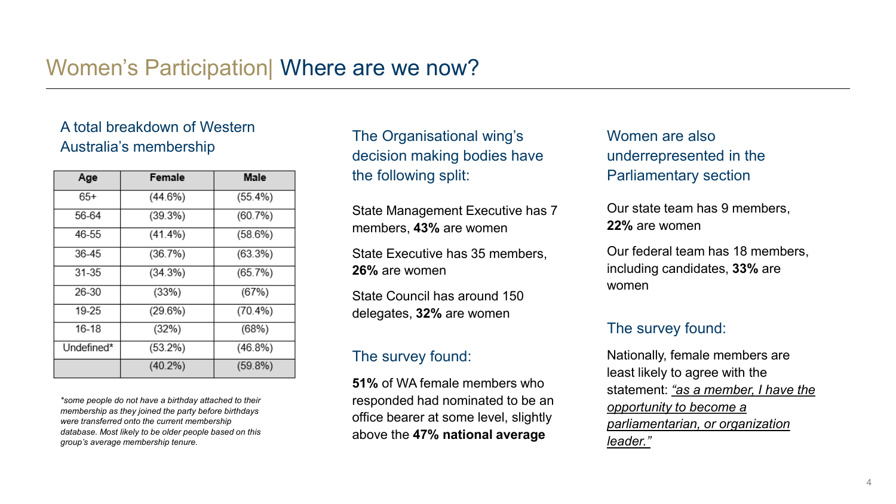# Women's Participation| Where are we now?

A total breakdown of Western Australia's membership

| Age | Female | Male |
|---|---|---|
| 65+ | (44.6%) | (55.4%) |
| 56-64 | (39.3%) | (60.7%) |
| 46-55 | (41.4%) | (58.6%) |
| 36-45 | (36.7%) | (63.3%) |
| 31-35 | (34.3%) | (65.7%) |
| 26-30 | (33%) | (67%) |
| 19-25 | (29.6%) | (70.4%) |
| 16-18 | (32%) | (68%) |
| Undefined* | (53.2%) | (46.8%) |
| | (40.2%) | (59.8%) |

*\*some people do not have a birthday attached to their membership as they joined the party before birthdays were transferred onto the current membership database. Most likely to be older people based on this group's average membership tenure.*

The Organisational wing's decision making bodies have the following split:

State Management Executive has 7 members, **43%** are women

State Executive has 35 members, **26%** are women

State Council has around 150 delegates, **32%** are women

The survey found:

**51%** of WA female members who responded had nominated to be an office bearer at some level, slightly above the **47% national average**

Women are also underrepresented in the Parliamentary section

Our state team has 9 members, **22%** are women

Our federal team has 18 members, including candidates, **33%** are women

The survey found:

Nationally, female members are least likely to agree with the statement: *"as a member, I have the opportunity to become a parliamentarian, or organization leader."*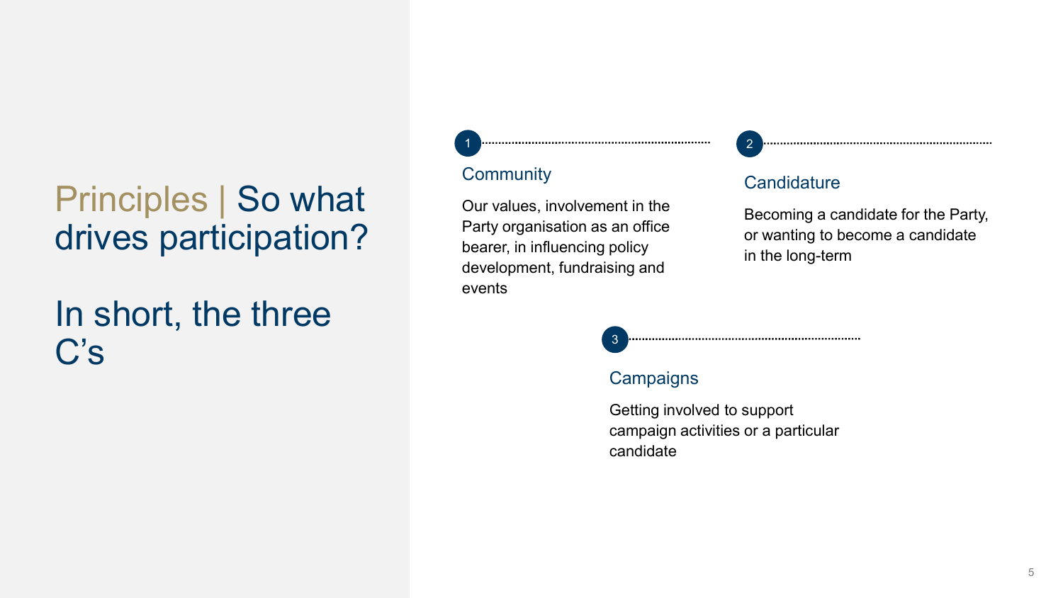# Principles | So what drives participation?

## In short, the three C's

### 1. Community

Our values, involvement in the Party organisation as an office bearer, in influencing policy development, fundraising and events

### 2. Candidature

Becoming a candidate for the Party, or wanting to become a candidate in the long-term

### 3. Campaigns

Getting involved to support campaign activities or a particular candidate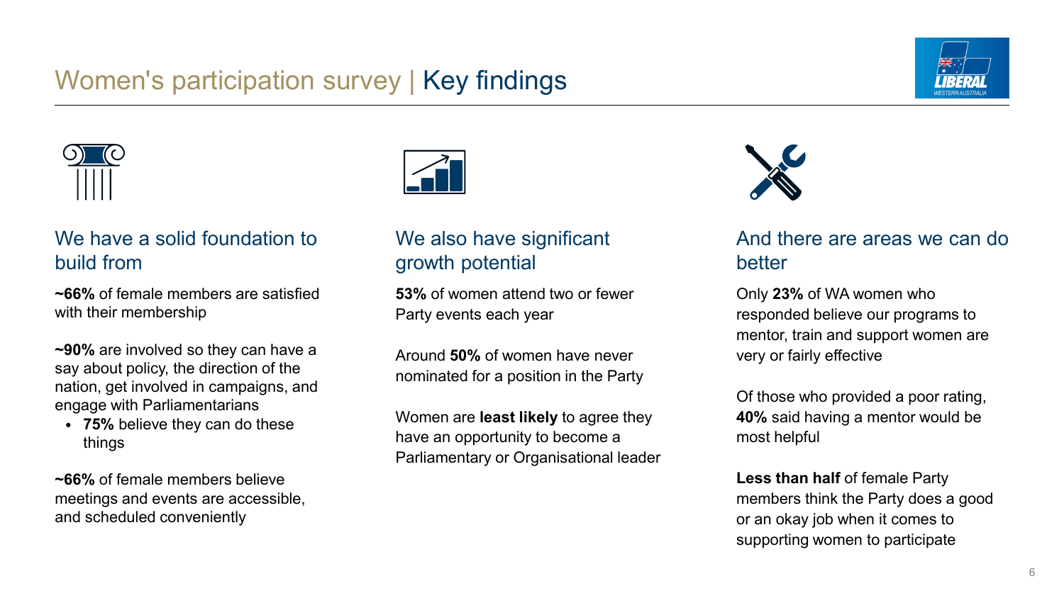# Women's participation survey | Key findings

## We have a solid foundation to build from

**~66%** of female members are satisfied with their membership

**~90%** are involved so they can have a say about policy, the direction of the nation, get involved in campaigns, and engage with Parliamentarians

- **75%** believe they can do these things

**~66%** of female members believe meetings and events are accessible, and scheduled conveniently

## We also have significant growth potential

**53%** of women attend two or fewer Party events each year

Around **50%** of women have never nominated for a position in the Party

Women are **least likely** to agree they have an opportunity to become a Parliamentary or Organisational leader

## And there are areas we can do better

Only **23%** of WA women who responded believe our programs to mentor, train and support women are very or fairly effective

Of those who provided a poor rating, **40%** said having a mentor would be most helpful

**Less than half** of female Party members think the Party does a good or an okay job when it comes to supporting women to participate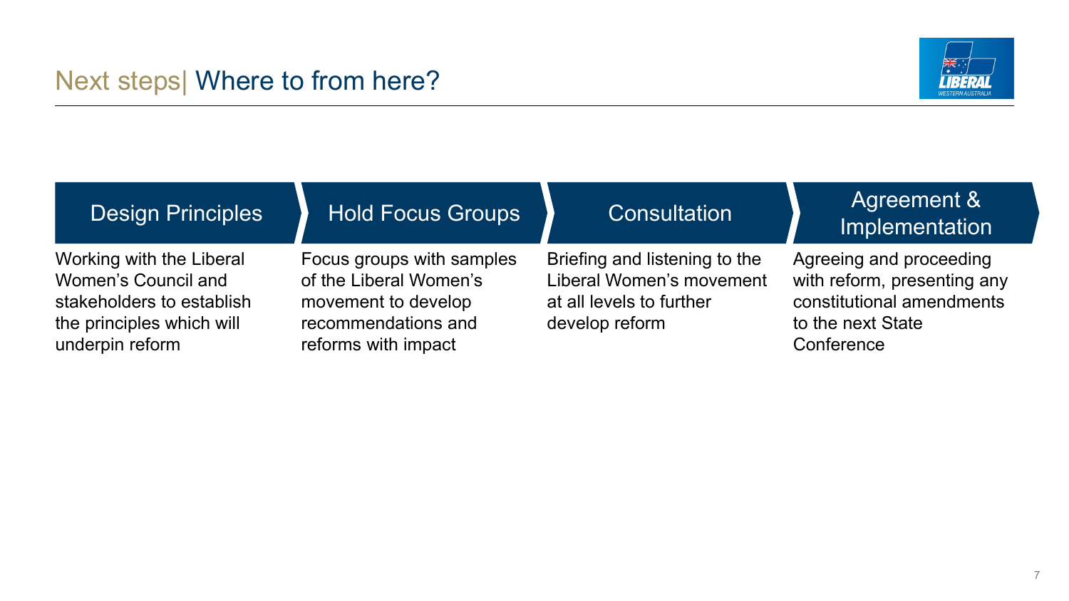# Next steps| Where to from here?

| Design Principles | Hold Focus Groups | Consultation | Agreement & Implementation |
| --- | --- | --- | --- |
| Working with the Liberal Women's Council and stakeholders to establish the principles which will underpin reform | Focus groups with samples of the Liberal Women's movement to develop recommendations and reforms with impact | Briefing and listening to the Liberal Women's movement at all levels to further develop reform | Agreeing and proceeding with reform, presenting any constitutional amendments to the next State Conference |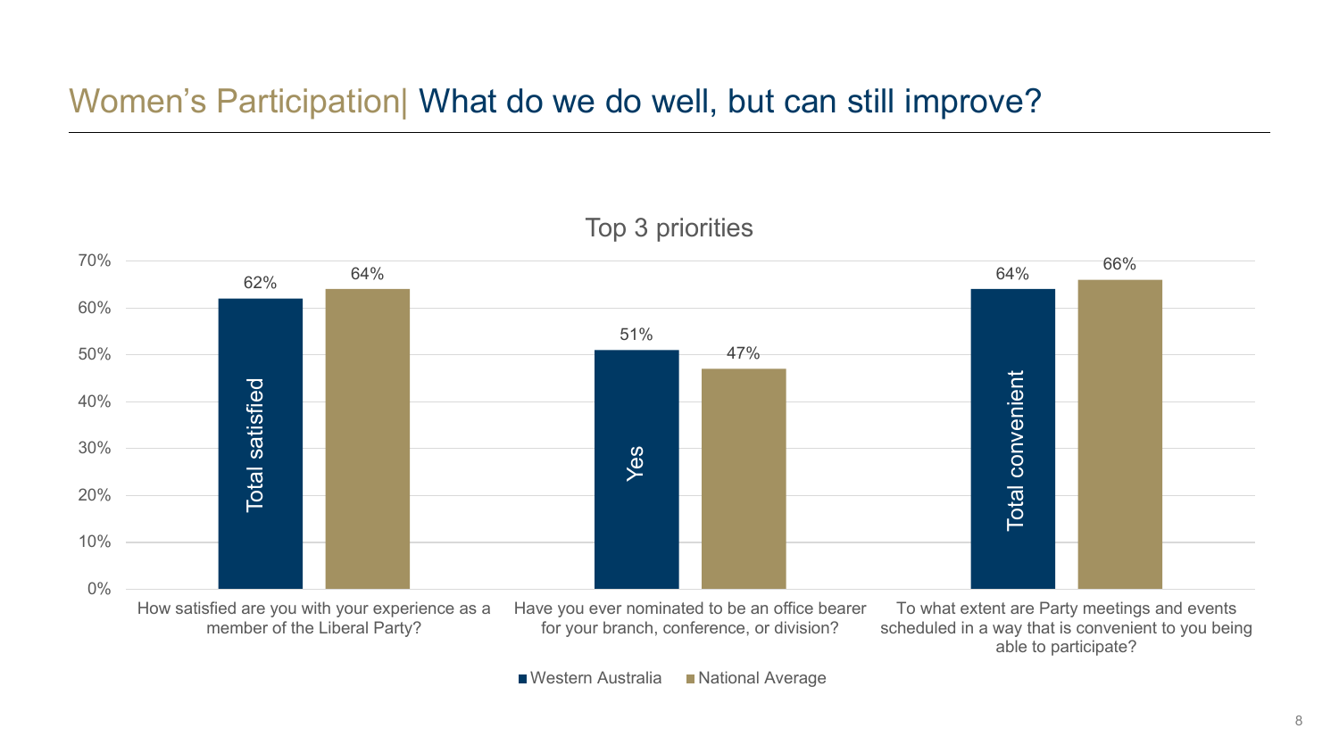# Women's Participation| What do we do well, but can still improve?

## Top 3 priorities

| Question | Measure | Western Australia | National Average |
|---|---|---|---|
| How satisfied are you with your experience as a member of the Liberal Party? | Total satisfied | 62% | 64% |
| Have you ever nominated to be an office bearer for your branch, conference, or division? | Yes | 51% | 47% |
| To what extent are Party meetings and events scheduled in a way that is convenient to you being able to participate? | Total convenient | 64% | 66% |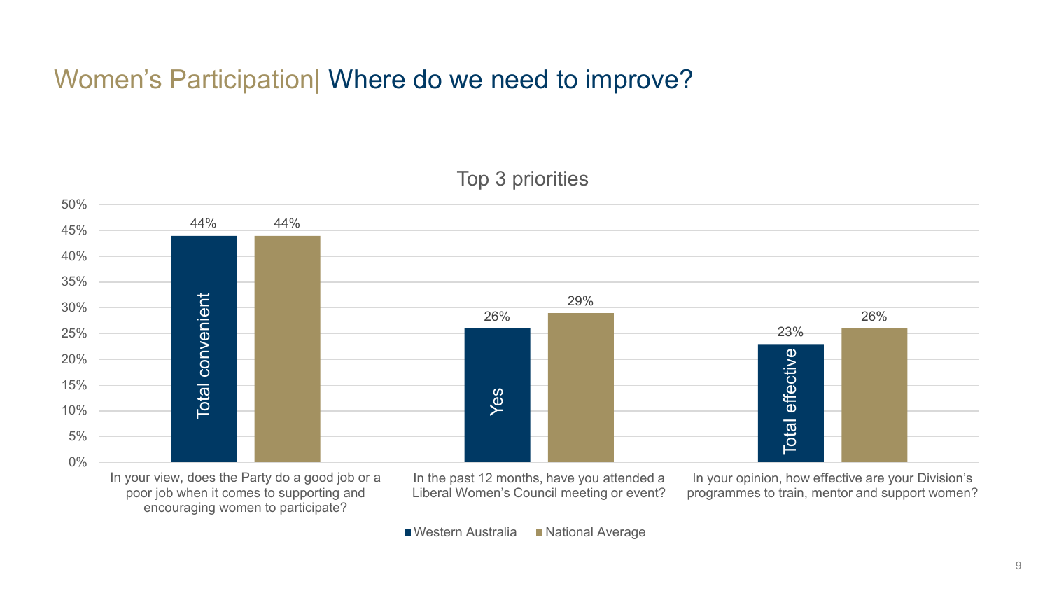# Women's Participation| Where do we need to improve?

**Top 3 priorities**

| Question | Measure | Western Australia | National Average |
|---|---|---|---|
| In your view, does the Party do a good job or a poor job when it comes to supporting and encouraging women to participate? | Total convenient | 44% | 44% |
| In the past 12 months, have you attended a Liberal Women's Council meeting or event? | Yes | 26% | 29% |
| In your opinion, how effective are your Division's programmes to train, mentor and support women? | Total effective | 23% | 26% |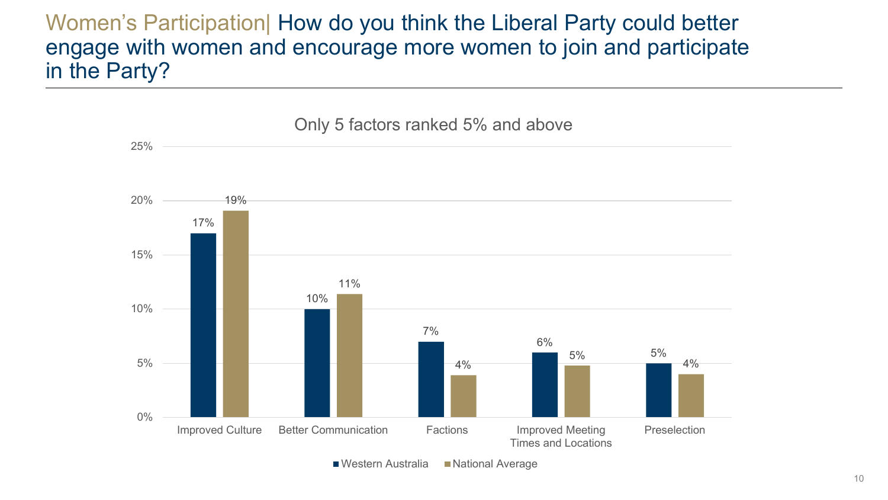# Women's Participation| How do you think the Liberal Party could better engage with women and encourage more women to join and participate in the Party?

Only 5 factors ranked 5% and above

| Factor | Western Australia | National Average |
| --- | --- | --- |
| Improved Culture | 17% | 19% |
| Better Communication | 10% | 11% |
| Factions | 7% | 4% |
| Improved Meeting Times and Locations | 6% | 5% |
| Preselection | 5% | 4% |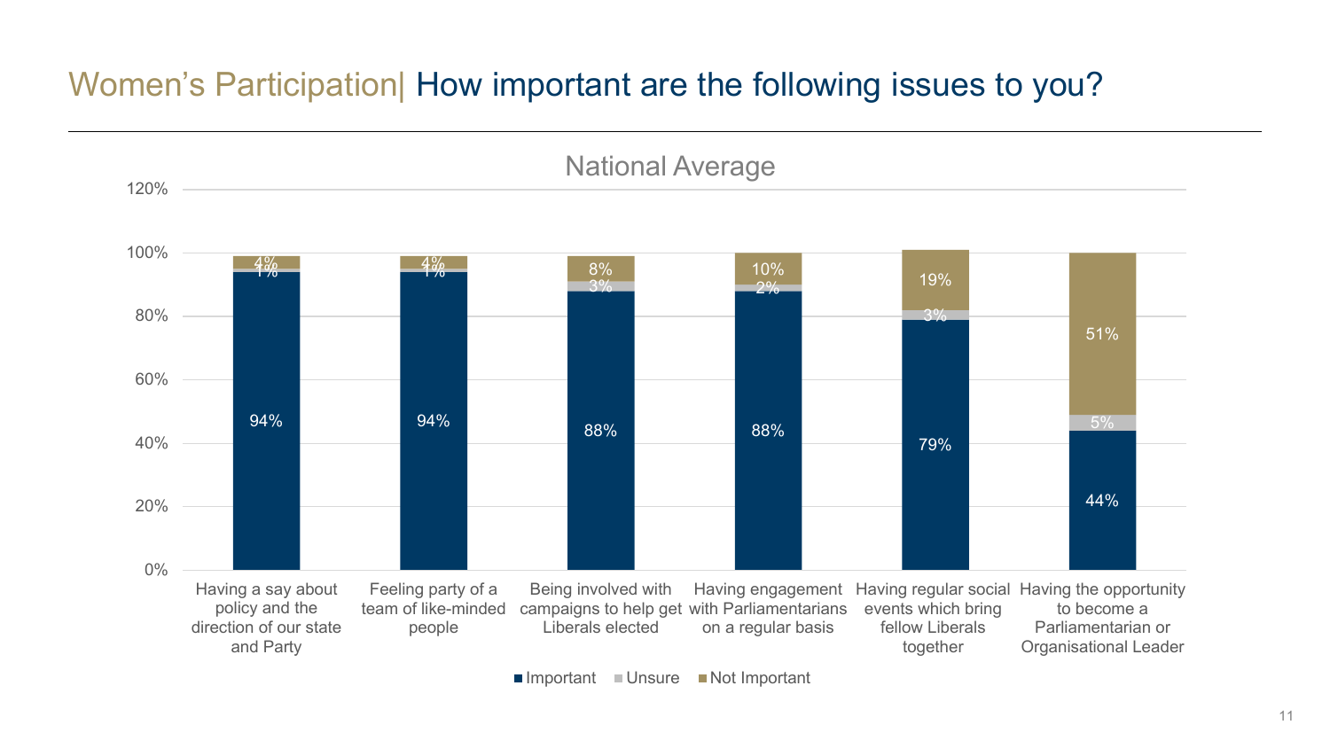# Women's Participation| How important are the following issues to you?

## National Average

| | Important | Unsure | Not Important |
|---|---|---|---|
| Having a say about policy and the direction of our state and Party | 94% | 1% | 4% |
| Feeling party of a team of like-minded people | 94% | 1% | 4% |
| Being involved with campaigns to help get Liberals elected | 88% | 3% | 8% |
| Having engagement with Parliamentarians on a regular basis | 88% | 2% | 10% |
| Having regular social events which bring fellow Liberals together | 79% | 3% | 19% |
| Having the opportunity to become a Parliamentarian or Organisational Leader | 44% | 5% | 51% |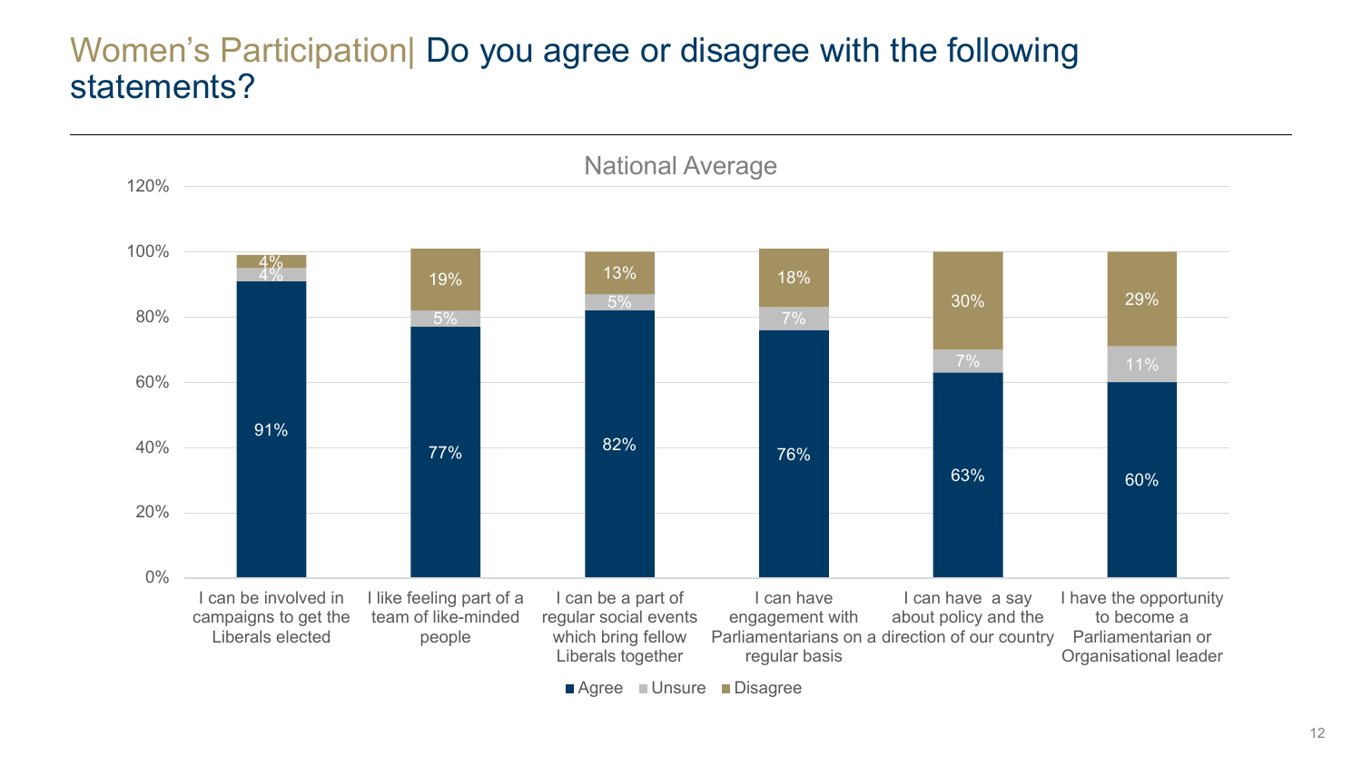# Women's Participation| Do you agree or disagree with the following statements?

National Average

120%
100%
80%
60%
40%
20%
0%

I can be involved in campaigns to get the Liberals elected
91%
4%
4%

I like feeling part of a team of like-minded people
77%
5%
19%

I can be a part of regular social events which bring fellow Liberals together
82%
5%
13%

I can have engagement with Parliamentarians on a regular basis
76%
7%
18%

I can have a say about policy and the direction of our country
63%
7%
30%

I have the opportunity to become a Parliamentarian or Organisational leader
60%
11%
29%

Agree
Unsure
Disagree